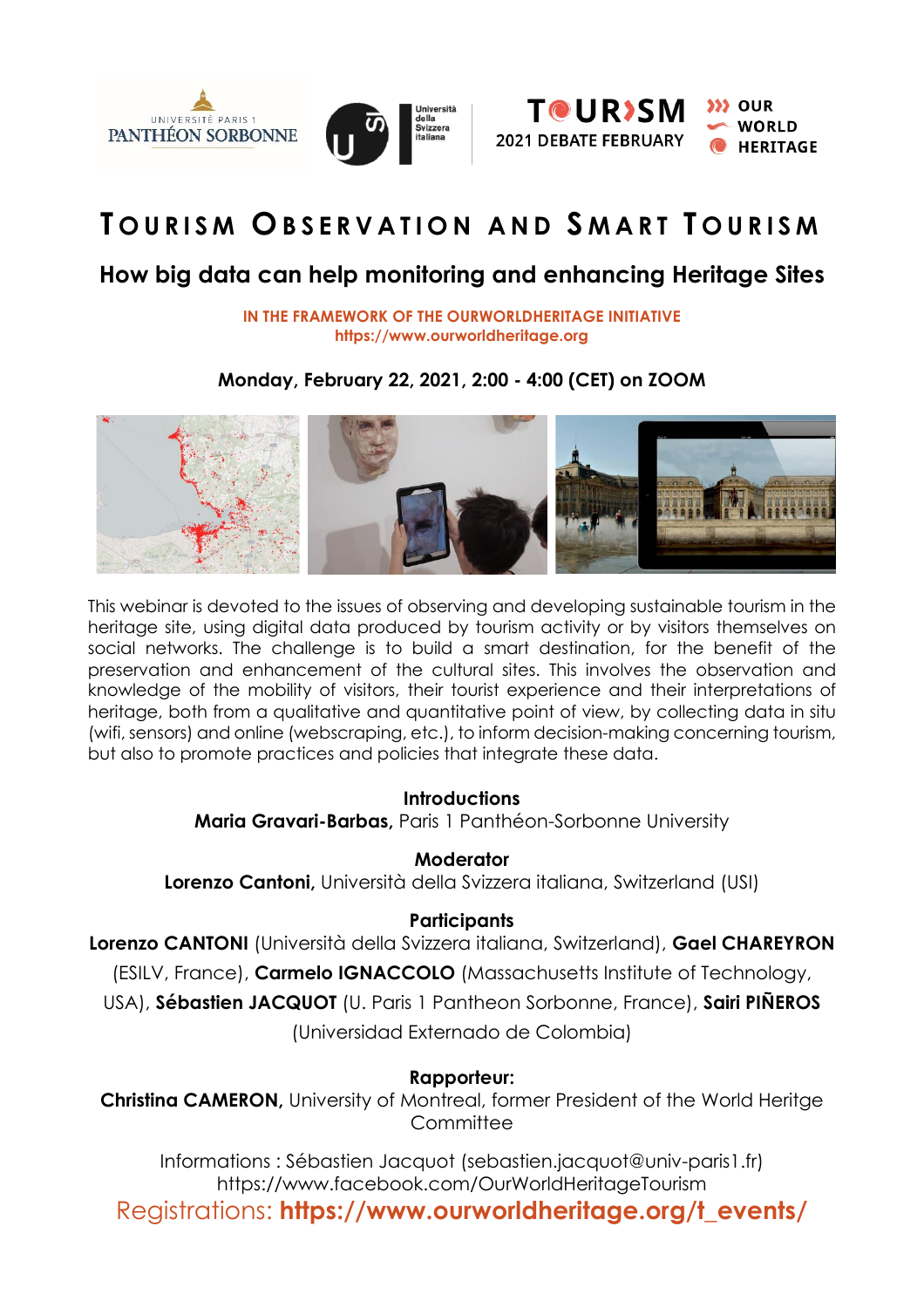UNIVERSITÉ PARIS 1 PANTHÉON SORBONNE

Università della Svizzera italiana

TOURISM 2021 DEBATE FEBRUARY

OUR WORLD HERITAGE

# TOURISM OBSERVATION AND SMART TOURISM

## How big data can help monitoring and enhancing Heritage Sites

**IN THE FRAMEWORK OF THE OURWORLDHERITAGE INITIATIVE**
**https://www.ourworldheritage.org**

**Monday, February 22, 2021, 2:00 - 4:00 (CET) on ZOOM**

This webinar is devoted to the issues of observing and developing sustainable tourism in the heritage site, using digital data produced by tourism activity or by visitors themselves on social networks. The challenge is to build a smart destination, for the benefit of the preservation and enhancement of the cultural sites. This involves the observation and knowledge of the mobility of visitors, their tourist experience and their interpretations of heritage, both from a qualitative and quantitative point of view, by collecting data in situ (wifi, sensors) and online (webscraping, etc.), to inform decision-making concerning tourism, but also to promote practices and policies that integrate these data.

**Introductions**
**Maria Gravari-Barbas,** Paris 1 Panthéon-Sorbonne University

**Moderator**
**Lorenzo Cantoni,** Università della Svizzera italiana, Switzerland (USI)

**Participants**
**Lorenzo CANTONI** (Università della Svizzera italiana, Switzerland), **Gael CHAREYRON** (ESILV, France), **Carmelo IGNACCOLO** (Massachusetts Institute of Technology, USA), **Sébastien JACQUOT** (U. Paris 1 Pantheon Sorbonne, France), **Sairi PIÑEROS** (Universidad Externado de Colombia)

**Rapporteur:**
**Christina CAMERON,** University of Montreal, former President of the World Heritge Committee

Informations : Sébastien Jacquot (sebastien.jacquot@univ-paris1.fr)
https://www.facebook.com/OurWorldHeritageTourism
Registrations: **https://www.ourworldheritage.org/t_events/**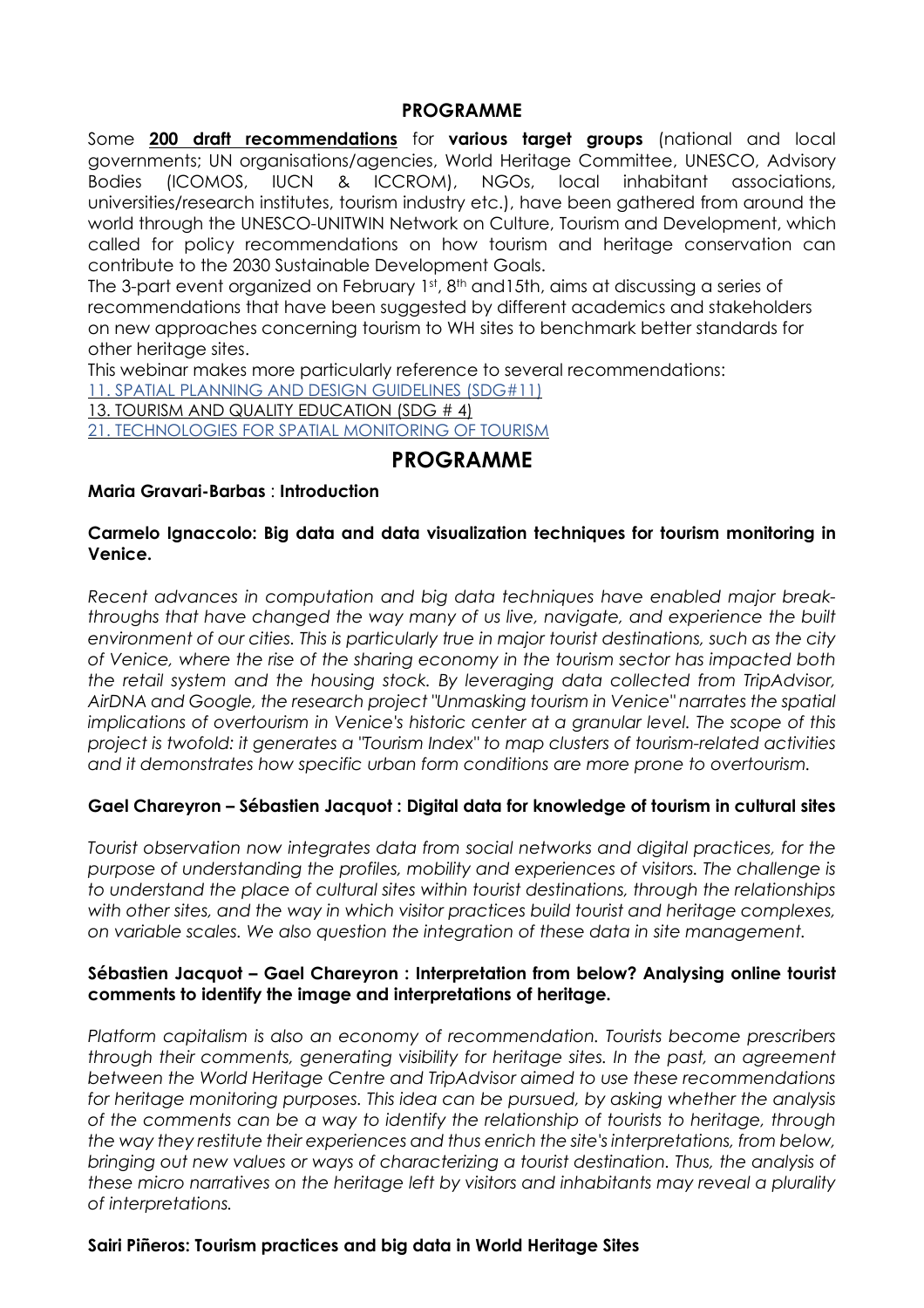## PROGRAMME

Some **200 draft recommendations** for **various target groups** (national and local governments; UN organisations/agencies, World Heritage Committee, UNESCO, Advisory Bodies (ICOMOS, IUCN & ICCROM), NGOs, local inhabitant associations, universities/research institutes, tourism industry etc.), have been gathered from around the world through the UNESCO-UNITWIN Network on Culture, Tourism and Development, which called for policy recommendations on how tourism and heritage conservation can contribute to the 2030 Sustainable Development Goals.

The 3-part event organized on February 1st, 8th and15th, aims at discussing a series of recommendations that have been suggested by different academics and stakeholders on new approaches concerning tourism to WH sites to benchmark better standards for other heritage sites.

This webinar makes more particularly reference to several recommendations:

11. SPATIAL PLANNING AND DESIGN GUIDELINES (SDG#11)

13. TOURISM AND QUALITY EDUCATION (SDG # 4)

21. TECHNOLOGIES FOR SPATIAL MONITORING OF TOURISM

# PROGRAMME

**Maria Gravari-Barbas** : **Introduction**

**Carmelo Ignaccolo: Big data and data visualization techniques for tourism monitoring in Venice.**

*Recent advances in computation and big data techniques have enabled major break-throughs that have changed the way many of us live, navigate, and experience the built environment of our cities. This is particularly true in major tourist destinations, such as the city of Venice, where the rise of the sharing economy in the tourism sector has impacted both the retail system and the housing stock. By leveraging data collected from TripAdvisor, AirDNA and Google, the research project "Unmasking tourism in Venice" narrates the spatial implications of overtourism in Venice's historic center at a granular level. The scope of this project is twofold: it generates a "Tourism Index" to map clusters of tourism-related activities and it demonstrates how specific urban form conditions are more prone to overtourism.*

**Gael Chareyron – Sébastien Jacquot : Digital data for knowledge of tourism in cultural sites**

*Tourist observation now integrates data from social networks and digital practices, for the purpose of understanding the profiles, mobility and experiences of visitors. The challenge is to understand the place of cultural sites within tourist destinations, through the relationships with other sites, and the way in which visitor practices build tourist and heritage complexes, on variable scales. We also question the integration of these data in site management.*

**Sébastien Jacquot – Gael Chareyron : Interpretation from below? Analysing online tourist comments to identify the image and interpretations of heritage.**

*Platform capitalism is also an economy of recommendation. Tourists become prescribers through their comments, generating visibility for heritage sites. In the past, an agreement between the World Heritage Centre and TripAdvisor aimed to use these recommendations for heritage monitoring purposes. This idea can be pursued, by asking whether the analysis of the comments can be a way to identify the relationship of tourists to heritage, through the way they restitute their experiences and thus enrich the site's interpretations, from below, bringing out new values or ways of characterizing a tourist destination. Thus, the analysis of these micro narratives on the heritage left by visitors and inhabitants may reveal a plurality of interpretations.*

**Sairi Piñeros: Tourism practices and big data in World Heritage Sites**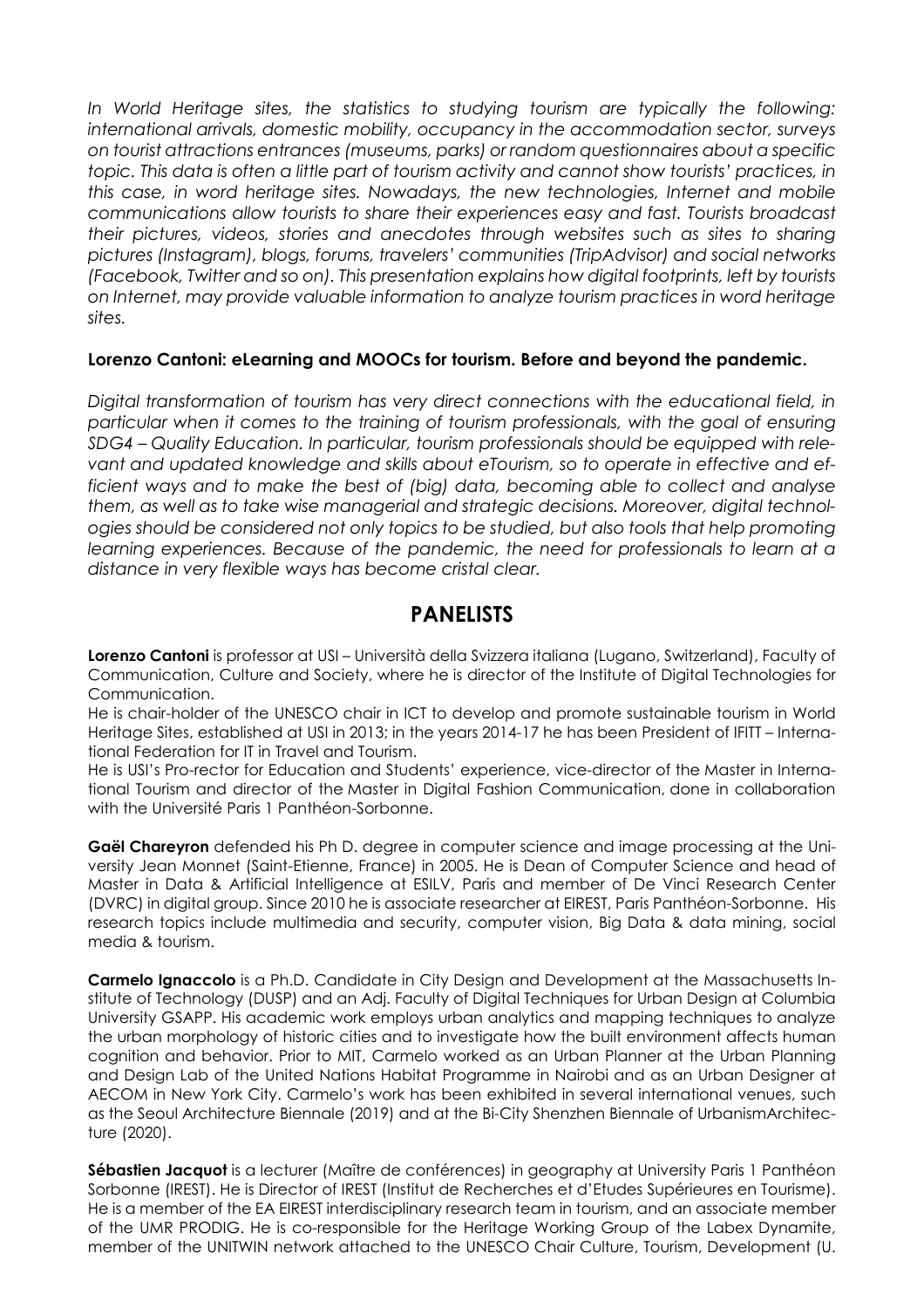*In World Heritage sites, the statistics to studying tourism are typically the following: international arrivals, domestic mobility, occupancy in the accommodation sector, surveys on tourist attractions entrances (museums, parks) or random questionnaires about a specific topic. This data is often a little part of tourism activity and cannot show tourists' practices, in this case, in word heritage sites. Nowadays, the new technologies, Internet and mobile communications allow tourists to share their experiences easy and fast. Tourists broadcast their pictures, videos, stories and anecdotes through websites such as sites to sharing pictures (Instagram), blogs, forums, travelers' communities (TripAdvisor) and social networks (Facebook, Twitter and so on). This presentation explains how digital footprints, left by tourists on Internet, may provide valuable information to analyze tourism practices in word heritage sites.*

**Lorenzo Cantoni: eLearning and MOOCs for tourism. Before and beyond the pandemic.**

*Digital transformation of tourism has very direct connections with the educational field, in particular when it comes to the training of tourism professionals, with the goal of ensuring SDG4 – Quality Education. In particular, tourism professionals should be equipped with relevant and updated knowledge and skills about eTourism, so to operate in effective and efficient ways and to make the best of (big) data, becoming able to collect and analyse them, as well as to take wise managerial and strategic decisions. Moreover, digital technologies should be considered not only topics to be studied, but also tools that help promoting learning experiences. Because of the pandemic, the need for professionals to learn at a distance in very flexible ways has become cristal clear.*

## PANELISTS

**Lorenzo Cantoni** is professor at USI – Università della Svizzera italiana (Lugano, Switzerland), Faculty of Communication, Culture and Society, where he is director of the Institute of Digital Technologies for Communication.

He is chair-holder of the UNESCO chair in ICT to develop and promote sustainable tourism in World Heritage Sites, established at USI in 2013; in the years 2014-17 he has been President of IFITT – International Federation for IT in Travel and Tourism.

He is USI's Pro-rector for Education and Students' experience, vice-director of the Master in International Tourism and director of the Master in Digital Fashion Communication, done in collaboration with the Université Paris 1 Panthéon-Sorbonne.

**Gaël Chareyron** defended his Ph D. degree in computer science and image processing at the University Jean Monnet (Saint-Etienne, France) in 2005. He is Dean of Computer Science and head of Master in Data & Artificial Intelligence at ESILV, Paris and member of De Vinci Research Center (DVRC) in digital group. Since 2010 he is associate researcher at EIREST, Paris Panthéon-Sorbonne. His research topics include multimedia and security, computer vision, Big Data & data mining, social media & tourism.

**Carmelo Ignaccolo** is a Ph.D. Candidate in City Design and Development at the Massachusetts Institute of Technology (DUSP) and an Adj. Faculty of Digital Techniques for Urban Design at Columbia University GSAPP. His academic work employs urban analytics and mapping techniques to analyze the urban morphology of historic cities and to investigate how the built environment affects human cognition and behavior. Prior to MIT, Carmelo worked as an Urban Planner at the Urban Planning and Design Lab of the United Nations Habitat Programme in Nairobi and as an Urban Designer at AECOM in New York City. Carmelo's work has been exhibited in several international venues, such as the Seoul Architecture Biennale (2019) and at the Bi-City Shenzhen Biennale of UrbanismArchitecture (2020).

**Sébastien Jacquot** is a lecturer (Maître de conférences) in geography at University Paris 1 Panthéon Sorbonne (IREST). He is Director of IREST (Institut de Recherches et d'Etudes Supérieures en Tourisme). He is a member of the EA EIREST interdisciplinary research team in tourism, and an associate member of the UMR PRODIG. He is co-responsible for the Heritage Working Group of the Labex Dynamite, member of the UNITWIN network attached to the UNESCO Chair Culture, Tourism, Development (U.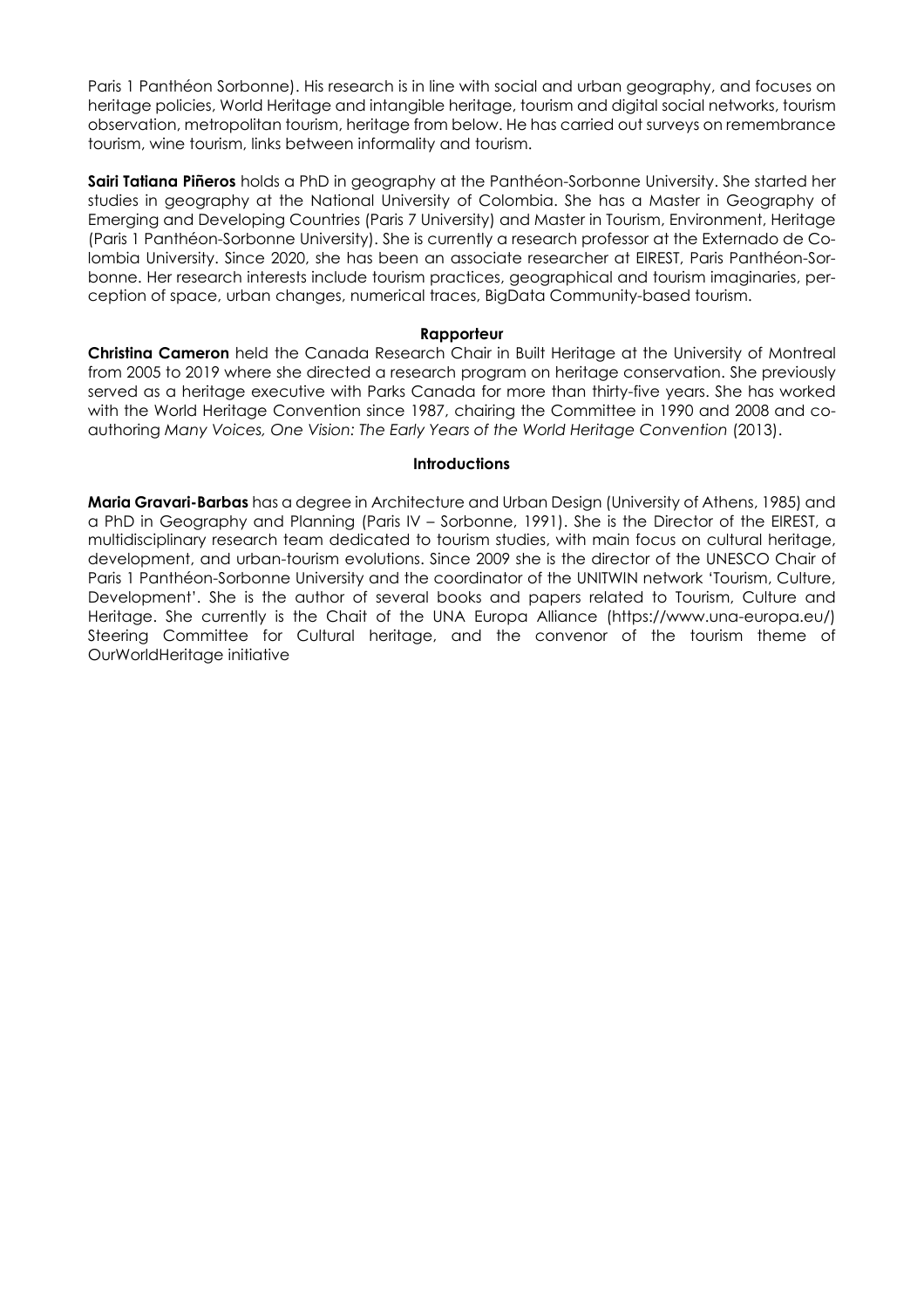Paris 1 Panthéon Sorbonne). His research is in line with social and urban geography, and focuses on heritage policies, World Heritage and intangible heritage, tourism and digital social networks, tourism observation, metropolitan tourism, heritage from below. He has carried out surveys on remembrance tourism, wine tourism, links between informality and tourism.

**Sairi Tatiana Piñeros** holds a PhD in geography at the Panthéon-Sorbonne University. She started her studies in geography at the National University of Colombia. She has a Master in Geography of Emerging and Developing Countries (Paris 7 University) and Master in Tourism, Environment, Heritage (Paris 1 Panthéon-Sorbonne University). She is currently a research professor at the Externado de Colombia University. Since 2020, she has been an associate researcher at EIREST, Paris Panthéon-Sorbonne. Her research interests include tourism practices, geographical and tourism imaginaries, perception of space, urban changes, numerical traces, BigData Community-based tourism.

**Rapporteur**

**Christina Cameron** held the Canada Research Chair in Built Heritage at the University of Montreal from 2005 to 2019 where she directed a research program on heritage conservation. She previously served as a heritage executive with Parks Canada for more than thirty-five years. She has worked with the World Heritage Convention since 1987, chairing the Committee in 1990 and 2008 and co-authoring *Many Voices, One Vision: The Early Years of the World Heritage Convention* (2013).

**Introductions**

**Maria Gravari-Barbas** has a degree in Architecture and Urban Design (University of Athens, 1985) and a PhD in Geography and Planning (Paris IV – Sorbonne, 1991). She is the Director of the EIREST, a multidisciplinary research team dedicated to tourism studies, with main focus on cultural heritage, development, and urban-tourism evolutions. Since 2009 she is the director of the UNESCO Chair of Paris 1 Panthéon-Sorbonne University and the coordinator of the UNITWIN network 'Tourism, Culture, Development'. She is the author of several books and papers related to Tourism, Culture and Heritage. She currently is the Chait of the UNA Europa Alliance (https://www.una-europa.eu/) Steering Committee for Cultural heritage, and the convenor of the tourism theme of OurWorldHeritage initiative